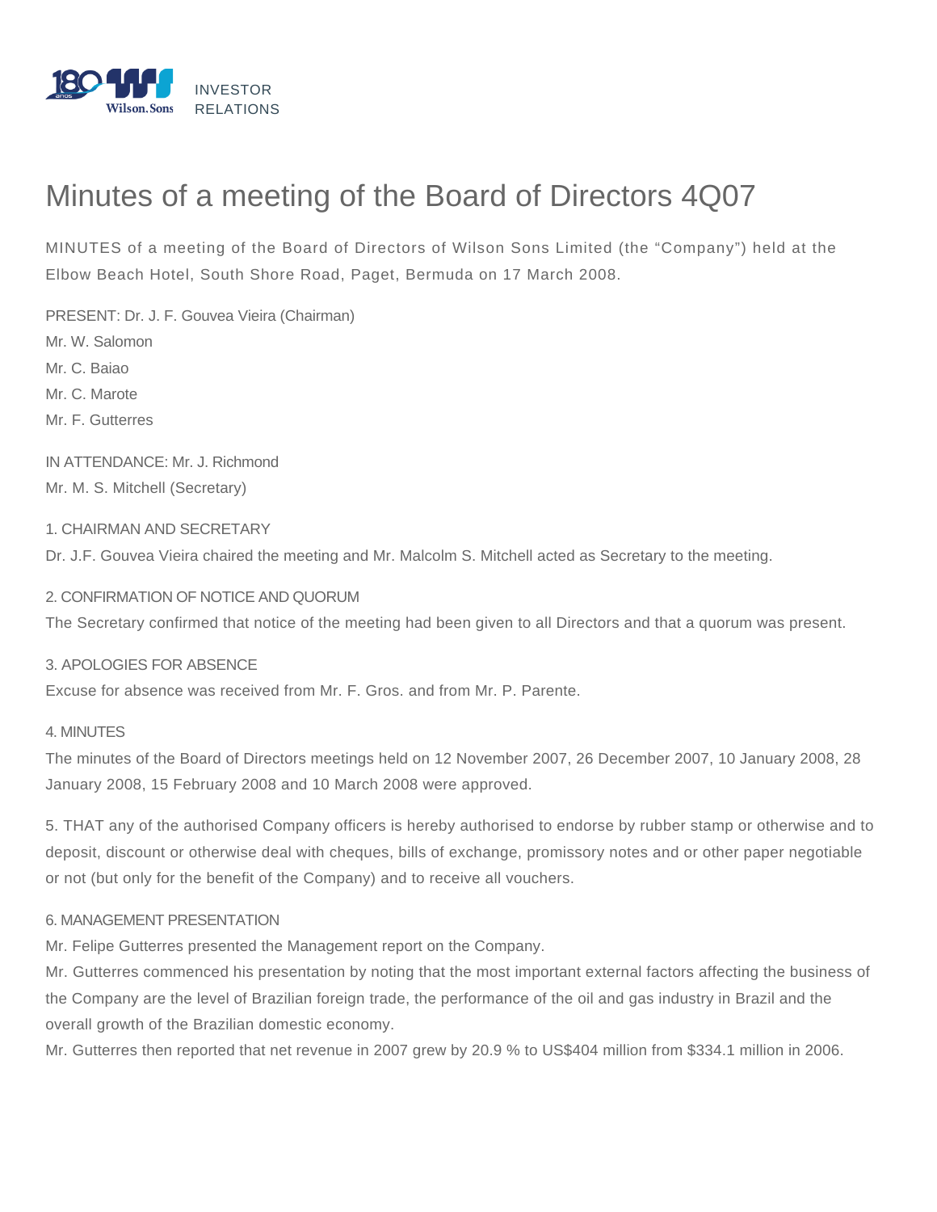INVESTOR RELATIONS

# Minutes of a meeting of the Board of Directors 4Q07

MINUTES of a meeting of the Board of Directors of Wilson Sons Limited (the "Company") held at the Elbow Beach Hotel, South Shore Road, Paget, Bermuda on 17 March 2008.

PRESENT: Dr. J. F. Gouvea Vieira (Chairman)
Mr. W. Salomon
Mr. C. Baiao
Mr. C. Marote
Mr. F. Gutterres

IN ATTENDANCE: Mr. J. Richmond
Mr. M. S. Mitchell (Secretary)

1. CHAIRMAN AND SECRETARY

Dr. J.F. Gouvea Vieira chaired the meeting and Mr. Malcolm S. Mitchell acted as Secretary to the meeting.

2. CONFIRMATION OF NOTICE AND QUORUM

The Secretary confirmed that notice of the meeting had been given to all Directors and that a quorum was present.

3. APOLOGIES FOR ABSENCE

Excuse for absence was received from Mr. F. Gros. and from Mr. P. Parente.

4. MINUTES

The minutes of the Board of Directors meetings held on 12 November 2007, 26 December 2007, 10 January 2008, 28 January 2008, 15 February 2008 and 10 March 2008 were approved.

5. THAT any of the authorised Company officers is hereby authorised to endorse by rubber stamp or otherwise and to deposit, discount or otherwise deal with cheques, bills of exchange, promissory notes and or other paper negotiable or not (but only for the benefit of the Company) and to receive all vouchers.

6. MANAGEMENT PRESENTATION

Mr. Felipe Gutterres presented the Management report on the Company.
Mr. Gutterres commenced his presentation by noting that the most important external factors affecting the business of the Company are the level of Brazilian foreign trade, the performance of the oil and gas industry in Brazil and the overall growth of the Brazilian domestic economy.
Mr. Gutterres then reported that net revenue in 2007 grew by 20.9 % to US$404 million from $334.1 million in 2006.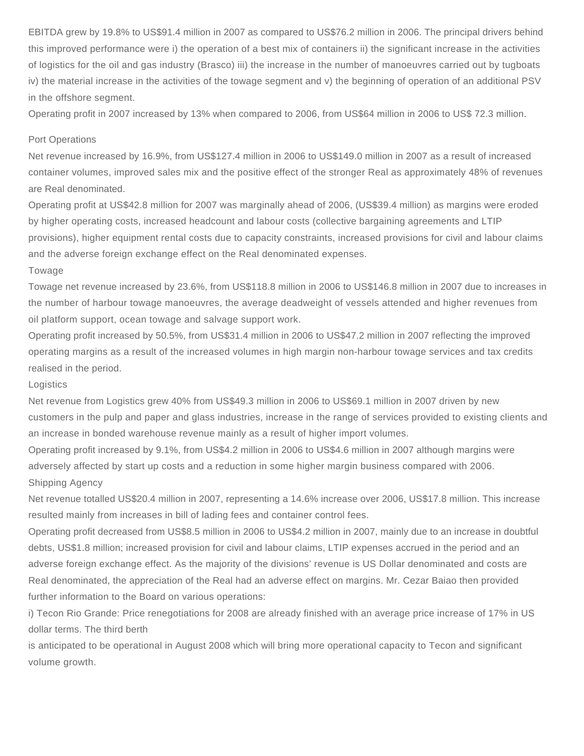EBITDA grew by 19.8% to US$91.4 million in 2007 as compared to US$76.2 million in 2006. The principal drivers behind this improved performance were i) the operation of a best mix of containers ii) the significant increase in the activities of logistics for the oil and gas industry (Brasco) iii) the increase in the number of manoeuvres carried out by tugboats iv) the material increase in the activities of the towage segment and v) the beginning of operation of an additional PSV in the offshore segment.

Operating profit in 2007 increased by 13% when compared to 2006, from US$64 million in 2006 to US$ 72.3 million.

## Port Operations

Net revenue increased by 16.9%, from US$127.4 million in 2006 to US$149.0 million in 2007 as a result of increased container volumes, improved sales mix and the positive effect of the stronger Real as approximately 48% of revenues are Real denominated.

Operating profit at US$42.8 million for 2007 was marginally ahead of 2006, (US$39.4 million) as margins were eroded by higher operating costs, increased headcount and labour costs (collective bargaining agreements and LTIP provisions), higher equipment rental costs due to capacity constraints, increased provisions for civil and labour claims and the adverse foreign exchange effect on the Real denominated expenses.

## Towage

Towage net revenue increased by 23.6%, from US$118.8 million in 2006 to US$146.8 million in 2007 due to increases in the number of harbour towage manoeuvres, the average deadweight of vessels attended and higher revenues from oil platform support, ocean towage and salvage support work.

Operating profit increased by 50.5%, from US$31.4 million in 2006 to US$47.2 million in 2007 reflecting the improved operating margins as a result of the increased volumes in high margin non-harbour towage services and tax credits realised in the period.

## Logistics

Net revenue from Logistics grew 40% from US$49.3 million in 2006 to US$69.1 million in 2007 driven by new customers in the pulp and paper and glass industries, increase in the range of services provided to existing clients and an increase in bonded warehouse revenue mainly as a result of higher import volumes.

Operating profit increased by 9.1%, from US$4.2 million in 2006 to US$4.6 million in 2007 although margins were adversely affected by start up costs and a reduction in some higher margin business compared with 2006.

## Shipping Agency

Net revenue totalled US$20.4 million in 2007, representing a 14.6% increase over 2006, US$17.8 million. This increase resulted mainly from increases in bill of lading fees and container control fees.

Operating profit decreased from US$8.5 million in 2006 to US$4.2 million in 2007, mainly due to an increase in doubtful debts, US$1.8 million; increased provision for civil and labour claims, LTIP expenses accrued in the period and an adverse foreign exchange effect. As the majority of the divisions' revenue is US Dollar denominated and costs are Real denominated, the appreciation of the Real had an adverse effect on margins. Mr. Cezar Baiao then provided further information to the Board on various operations:

i) Tecon Rio Grande: Price renegotiations for 2008 are already finished with an average price increase of 17% in US dollar terms. The third berth is anticipated to be operational in August 2008 which will bring more operational capacity to Tecon and significant volume growth.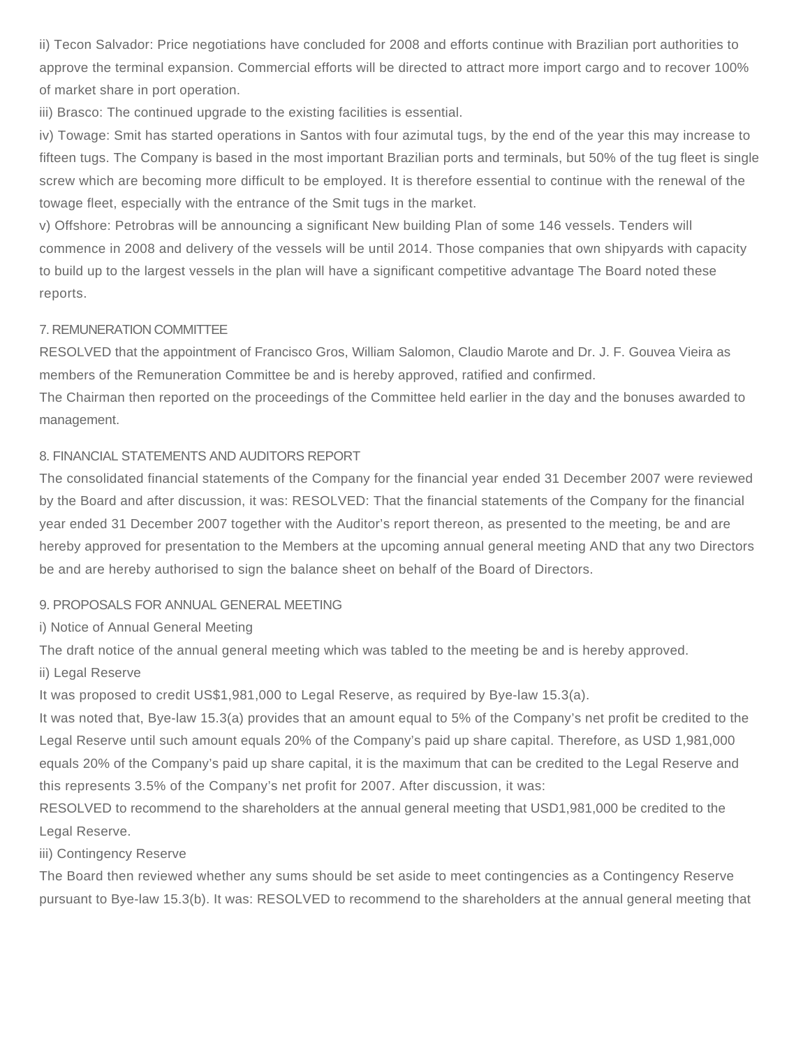ii) Tecon Salvador: Price negotiations have concluded for 2008 and efforts continue with Brazilian port authorities to approve the terminal expansion. Commercial efforts will be directed to attract more import cargo and to recover 100% of market share in port operation.

iii) Brasco: The continued upgrade to the existing facilities is essential.

iv) Towage: Smit has started operations in Santos with four azimutal tugs, by the end of the year this may increase to fifteen tugs. The Company is based in the most important Brazilian ports and terminals, but 50% of the tug fleet is single screw which are becoming more difficult to be employed. It is therefore essential to continue with the renewal of the towage fleet, especially with the entrance of the Smit tugs in the market.

v) Offshore: Petrobras will be announcing a significant New building Plan of some 146 vessels. Tenders will commence in 2008 and delivery of the vessels will be until 2014. Those companies that own shipyards with capacity to build up to the largest vessels in the plan will have a significant competitive advantage The Board noted these reports.

## 7. REMUNERATION COMMITTEE

RESOLVED that the appointment of Francisco Gros, William Salomon, Claudio Marote and Dr. J. F. Gouvea Vieira as members of the Remuneration Committee be and is hereby approved, ratified and confirmed.

The Chairman then reported on the proceedings of the Committee held earlier in the day and the bonuses awarded to management.

## 8. FINANCIAL STATEMENTS AND AUDITORS REPORT

The consolidated financial statements of the Company for the financial year ended 31 December 2007 were reviewed by the Board and after discussion, it was: RESOLVED: That the financial statements of the Company for the financial year ended 31 December 2007 together with the Auditor's report thereon, as presented to the meeting, be and are hereby approved for presentation to the Members at the upcoming annual general meeting AND that any two Directors be and are hereby authorised to sign the balance sheet on behalf of the Board of Directors.

## 9. PROPOSALS FOR ANNUAL GENERAL MEETING

i) Notice of Annual General Meeting

The draft notice of the annual general meeting which was tabled to the meeting be and is hereby approved.

ii) Legal Reserve

It was proposed to credit US$1,981,000 to Legal Reserve, as required by Bye-law 15.3(a).

It was noted that, Bye-law 15.3(a) provides that an amount equal to 5% of the Company's net profit be credited to the Legal Reserve until such amount equals 20% of the Company's paid up share capital. Therefore, as USD 1,981,000 equals 20% of the Company's paid up share capital, it is the maximum that can be credited to the Legal Reserve and this represents 3.5% of the Company's net profit for 2007. After discussion, it was:

RESOLVED to recommend to the shareholders at the annual general meeting that USD1,981,000 be credited to the Legal Reserve.

iii) Contingency Reserve

The Board then reviewed whether any sums should be set aside to meet contingencies as a Contingency Reserve pursuant to Bye-law 15.3(b). It was: RESOLVED to recommend to the shareholders at the annual general meeting that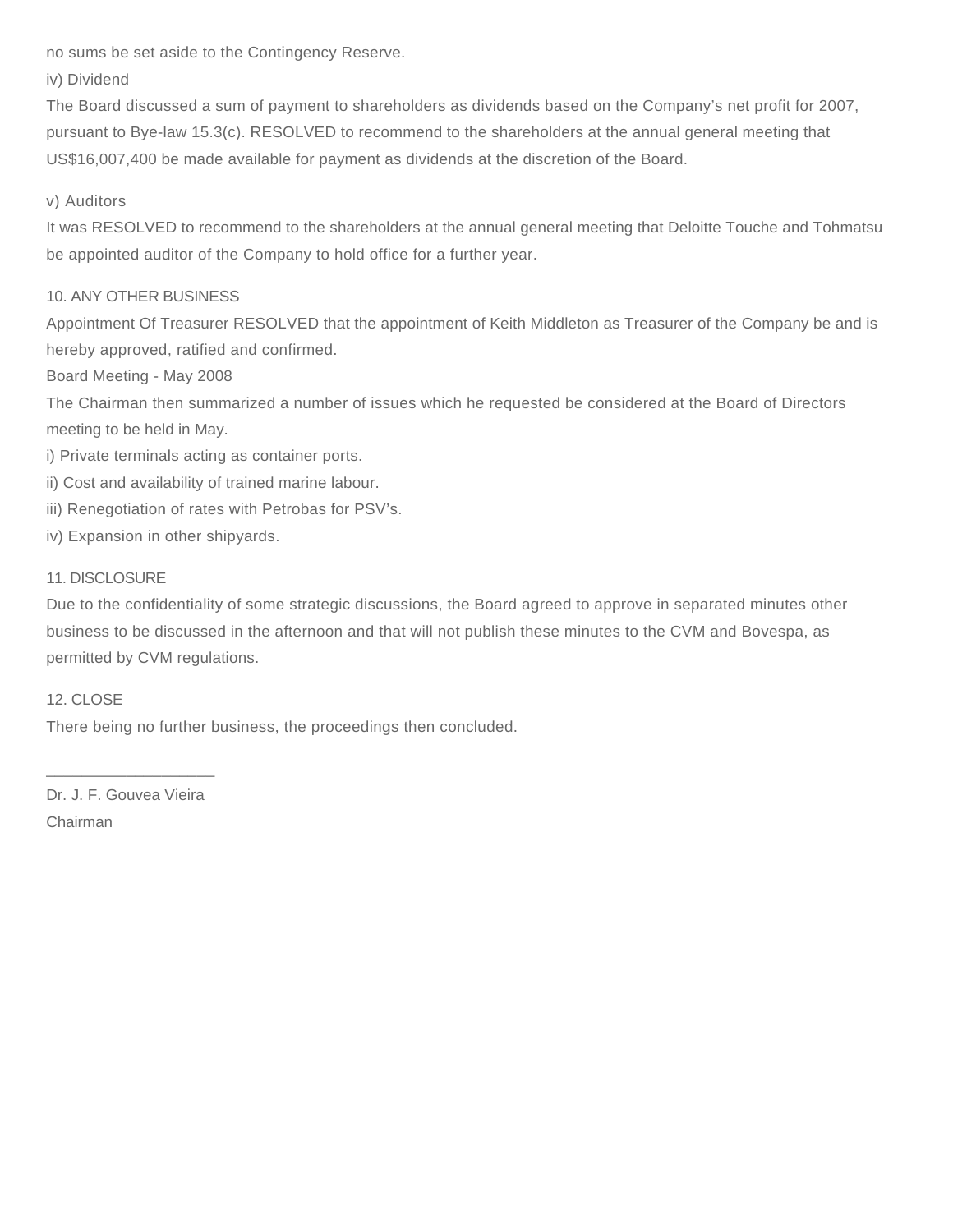no sums be set aside to the Contingency Reserve.

iv) Dividend

The Board discussed a sum of payment to shareholders as dividends based on the Company's net profit for 2007, pursuant to Bye-law 15.3(c). RESOLVED to recommend to the shareholders at the annual general meeting that US$16,007,400 be made available for payment as dividends at the discretion of the Board.

v) Auditors

It was RESOLVED to recommend to the shareholders at the annual general meeting that Deloitte Touche and Tohmatsu be appointed auditor of the Company to hold office for a further year.

10. ANY OTHER BUSINESS

Appointment Of Treasurer RESOLVED that the appointment of Keith Middleton as Treasurer of the Company be and is hereby approved, ratified and confirmed.

Board Meeting - May 2008

The Chairman then summarized a number of issues which he requested be considered at the Board of Directors meeting to be held in May.

i) Private terminals acting as container ports.

ii) Cost and availability of trained marine labour.

iii) Renegotiation of rates with Petrobas for PSV's.

iv) Expansion in other shipyards.

11. DISCLOSURE

Due to the confidentiality of some strategic discussions, the Board agreed to approve in separated minutes other business to be discussed in the afternoon and that will not publish these minutes to the CVM and Bovespa, as permitted by CVM regulations.

12. CLOSE

There being no further business, the proceedings then concluded.

\_\_\_\_\_\_\_\_\_\_\_\_\_\_\_\_\_\_\_\_

Dr. J. F. Gouvea Vieira

Chairman